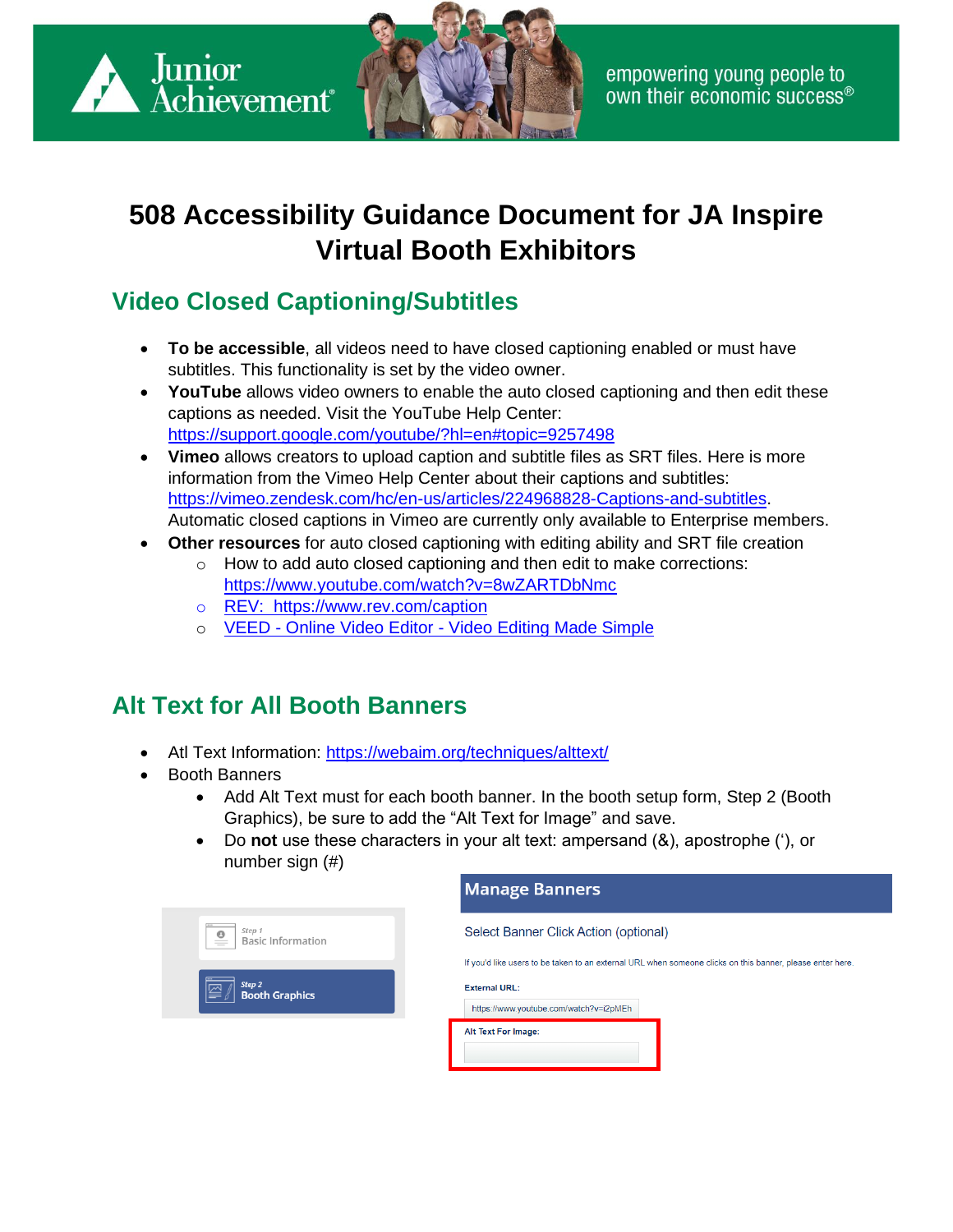Junior Achievement®

empowering young people to own their economic success®

# 508 Accessibility Guidance Document for JA Inspire Virtual Booth Exhibitors

## Video Closed Captioning/Subtitles

- **To be accessible**, all videos need to have closed captioning enabled or must have subtitles. This functionality is set by the video owner.
- **YouTube** allows video owners to enable the auto closed captioning and then edit these captions as needed. Visit the YouTube Help Center: https://support.google.com/youtube/?hl=en#topic=9257498
- **Vimeo** allows creators to upload caption and subtitle files as SRT files. Here is more information from the Vimeo Help Center about their captions and subtitles: https://vimeo.zendesk.com/hc/en-us/articles/224968828-Captions-and-subtitles. Automatic closed captions in Vimeo are currently only available to Enterprise members.
- **Other resources** for auto closed captioning with editing ability and SRT file creation
  - How to add auto closed captioning and then edit to make corrections: https://www.youtube.com/watch?v=8wZARTDbNmc
  - REV: https://www.rev.com/caption
  - VEED - Online Video Editor - Video Editing Made Simple

## Alt Text for All Booth Banners

- Atl Text Information: https://webaim.org/techniques/alttext/
- Booth Banners
  - Add Alt Text must for each booth banner. In the booth setup form, Step 2 (Booth Graphics), be sure to add the "Alt Text for Image" and save.
  - Do **not** use these characters in your alt text: ampersand (&), apostrophe ('), or number sign (#)

Step 1
Basic Information

Step 2
Booth Graphics

**Manage Banners**

Select Banner Click Action (optional)

If you'd like users to be taken to an external URL when someone clicks on this banner, please enter here.

**External URL:**

https://www.youtube.com/watch?v=i2pMEh

**Alt Text For Image:**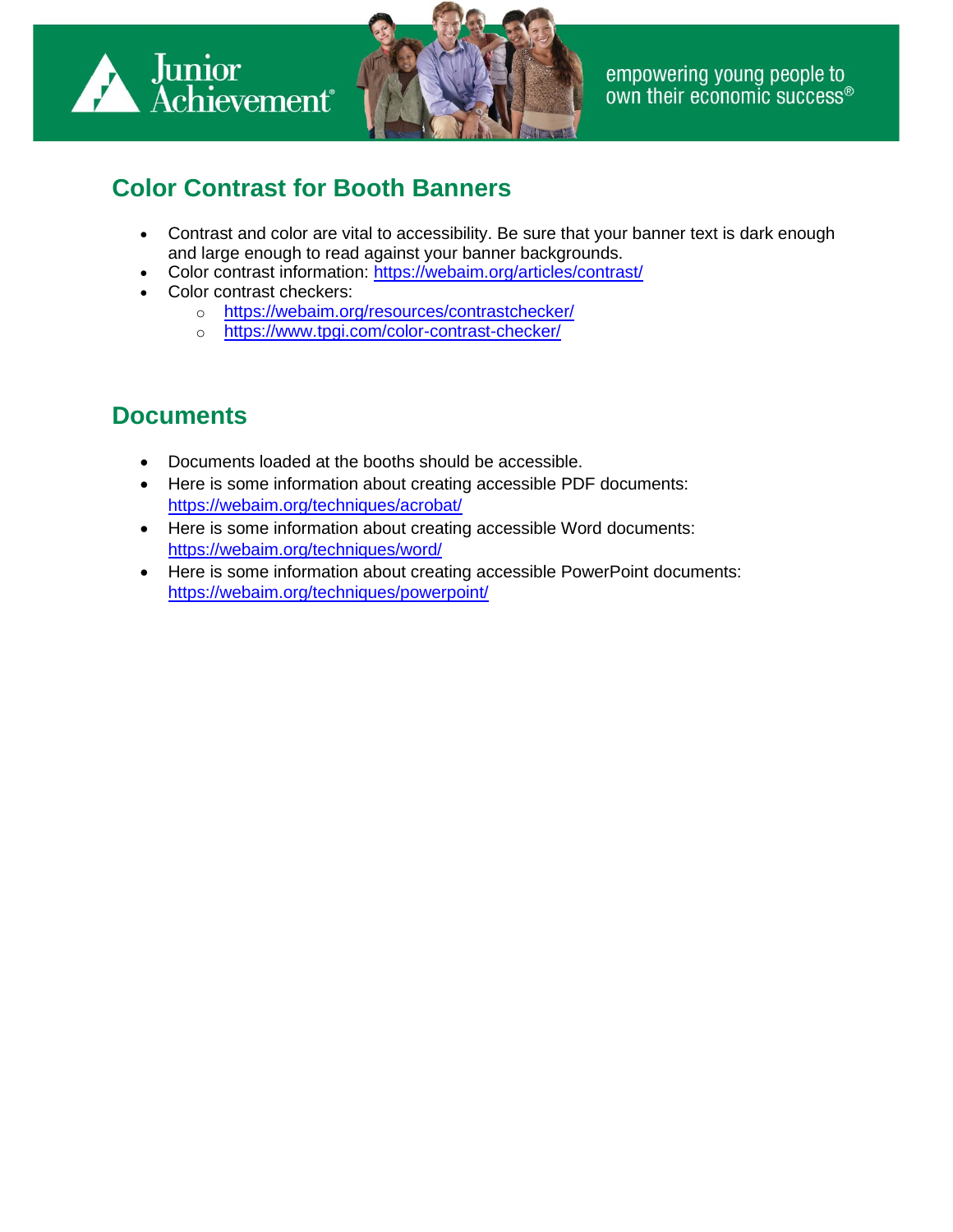## Color Contrast for Booth Banners

- Contrast and color are vital to accessibility. Be sure that your banner text is dark enough and large enough to read against your banner backgrounds.
- Color contrast information: https://webaim.org/articles/contrast/
- Color contrast checkers:
  - https://webaim.org/resources/contrastchecker/
  - https://www.tpgi.com/color-contrast-checker/

## Documents

- Documents loaded at the booths should be accessible.
- Here is some information about creating accessible PDF documents: https://webaim.org/techniques/acrobat/
- Here is some information about creating accessible Word documents: https://webaim.org/techniques/word/
- Here is some information about creating accessible PowerPoint documents: https://webaim.org/techniques/powerpoint/